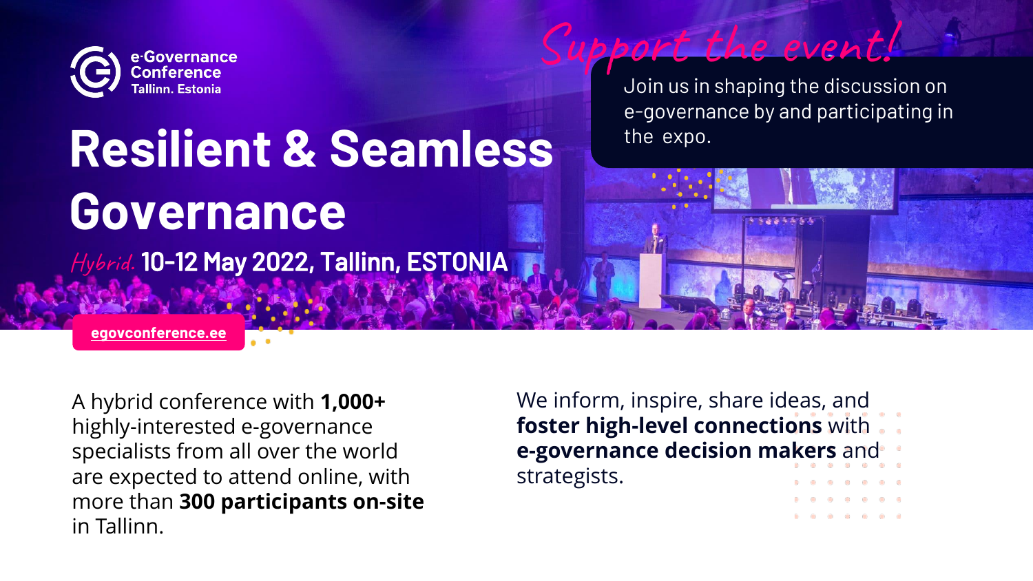e-Governance Conference
Tallinn. Estonia

# Resilient & Seamless Governance

*Hybrid.* **10-12 May 2022, Tallinn, ESTONIA**

egovconference.ee

## *Support the event!*

Join us in shaping the discussion on e-governance by and participating in the expo.

A hybrid conference with **1,000+** highly-interested e-governance specialists from all over the world are expected to attend online, with more than **300 participants on-site** in Tallinn.

We inform, inspire, share ideas, and **foster high-level connections** with **e-governance decision makers** and strategists.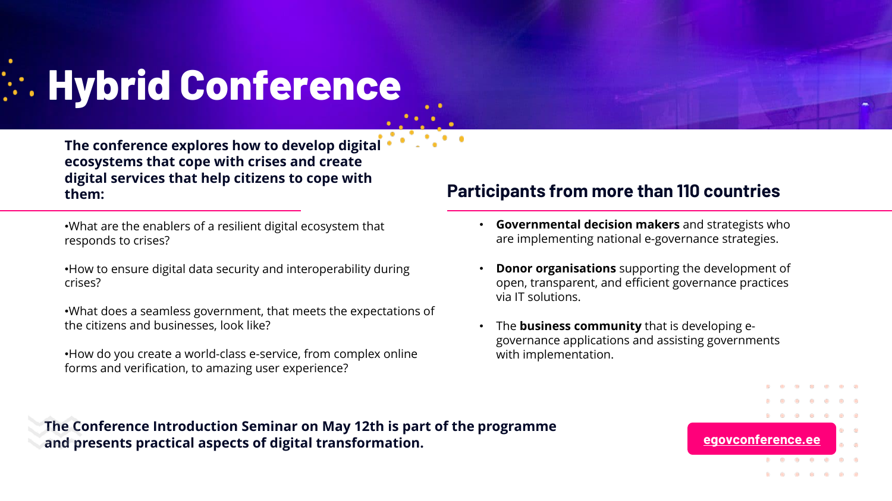# Hybrid Conference

**The conference explores how to develop digital ecosystems that cope with crises and create digital services that help citizens to cope with them:**

- What are the enablers of a resilient digital ecosystem that responds to crises?
- How to ensure digital data security and interoperability during crises?
- What does a seamless government, that meets the expectations of the citizens and businesses, look like?
- How do you create a world-class e-service, from complex online forms and verification, to amazing user experience?

## Participants from more than 110 countries

- **Governmental decision makers** and strategists who are implementing national e-governance strategies.
- **Donor organisations** supporting the development of open, transparent, and efficient governance practices via IT solutions.
- The **business community** that is developing e-governance applications and assisting governments with implementation.

**The Conference Introduction Seminar on May 12th is part of the programme and presents practical aspects of digital transformation.**

egovconference.ee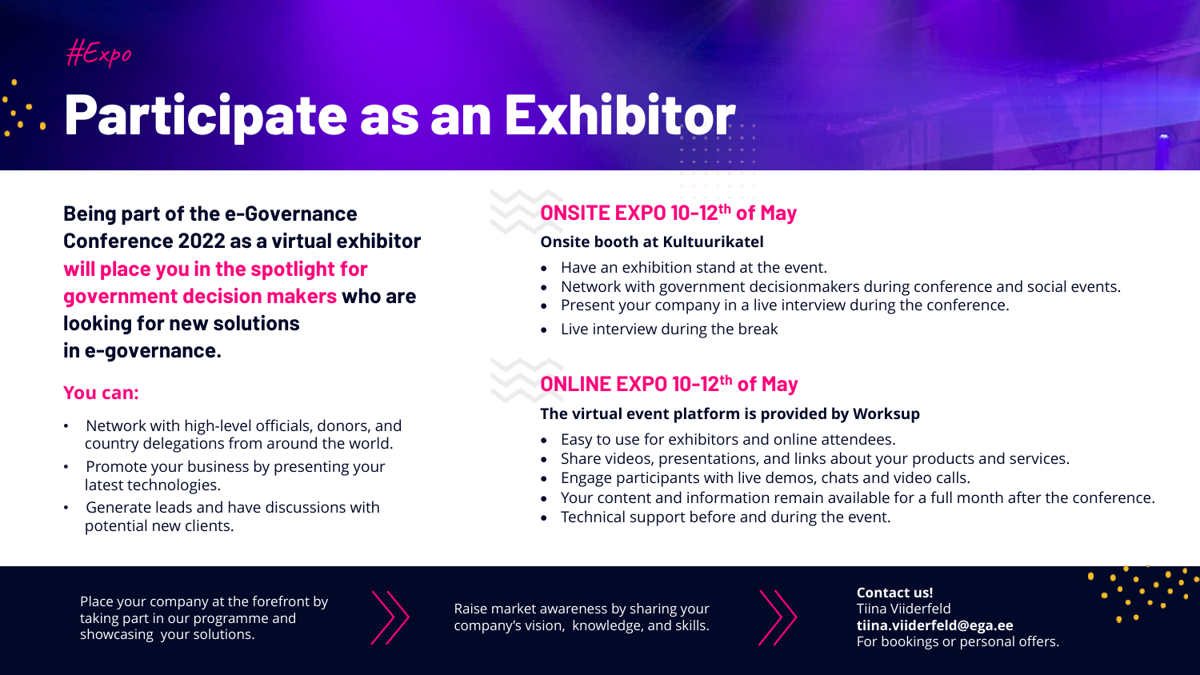#Expo

# Participate as an Exhibitor

**Being part of the e-Governance Conference 2022 as a virtual exhibitor will place you in the spotlight for government decision makers who are looking for new solutions in e-governance.**

**You can:**

- Network with high-level officials, donors, and country delegations from around the world.
- Promote your business by presenting your latest technologies.
- Generate leads and have discussions with potential new clients.

## ONSITE EXPO 10-12th of May

**Onsite booth at Kultuurikatel**

- Have an exhibition stand at the event.
- Network with government decisionmakers during conference and social events.
- Present your company in a live interview during the conference.
- Live interview during the break

## ONLINE EXPO 10-12th of May

**The virtual event platform is provided by Worksup**

- Easy to use for exhibitors and online attendees.
- Share videos, presentations, and links about your products and services.
- Engage participants with live demos, chats and video calls.
- Your content and information remain available for a full month after the conference.
- Technical support before and during the event.

Place your company at the forefront by taking part in our programme and showcasing your solutions.

Raise market awareness by sharing your company's vision, knowledge, and skills.

**Contact us!**
Tiina Viiderfeld
**tiina.viiderfeld@ega.ee**
For bookings or personal offers.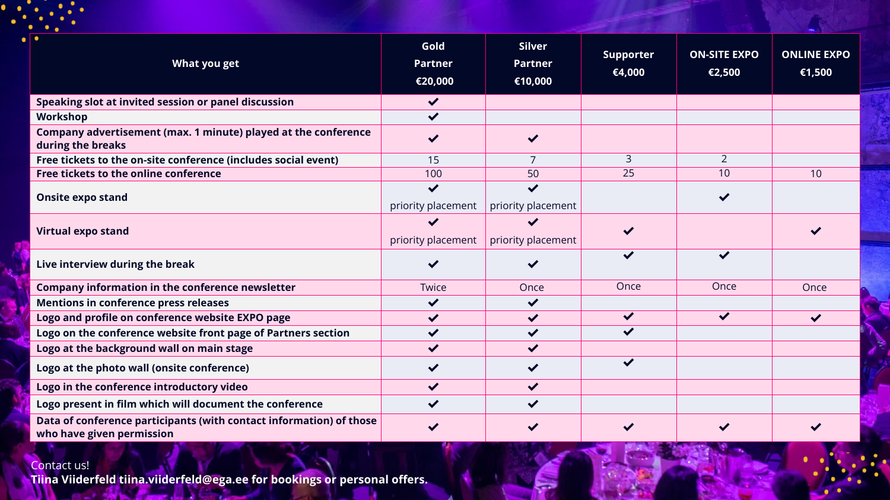| What you get | Gold Partner €20,000 | Silver Partner €10,000 | Supporter €4,000 | ON-SITE EXPO €2,500 | ONLINE EXPO €1,500 |
|---|---|---|---|---|---|
| Speaking slot at invited session or panel discussion | ✔ | | | | |
| Workshop | ✔ | | | | |
| Company advertisement (max. 1 minute) played at the conference during the breaks | ✔ | ✔ | | | |
| Free tickets to the on-site conference (includes social event) | 15 | 7 | 3 | 2 | |
| Free tickets to the online conference | 100 | 50 | 25 | 10 | 10 |
| Onsite expo stand | ✔ priority placement | ✔ priority placement | | ✔ | |
| Virtual expo stand | ✔ priority placement | ✔ priority placement | ✔ | | ✔ |
| Live interview during the break | ✔ | ✔ | ✔ | ✔ | |
| Company information in the conference newsletter | Twice | Once | Once | Once | Once |
| Mentions in conference press releases | ✔ | ✔ | | | |
| Logo and profile on conference website EXPO page | ✔ | ✔ | ✔ | ✔ | ✔ |
| Logo on the conference website front page of Partners section | ✔ | ✔ | ✔ | | |
| Logo at the background wall on main stage | ✔ | ✔ | | | |
| Logo at the photo wall (onsite conference) | ✔ | ✔ | ✔ | | |
| Logo in the conference introductory video | ✔ | ✔ | | | |
| Logo present in film which will document the conference | ✔ | ✔ | | | |
| Data of conference participants (with contact information) of those who have given permission | ✔ | ✔ | ✔ | ✔ | ✔ |

Contact us!

**Tiina Viiderfeld tiina.viiderfeld@ega.ee for bookings or personal offers.**